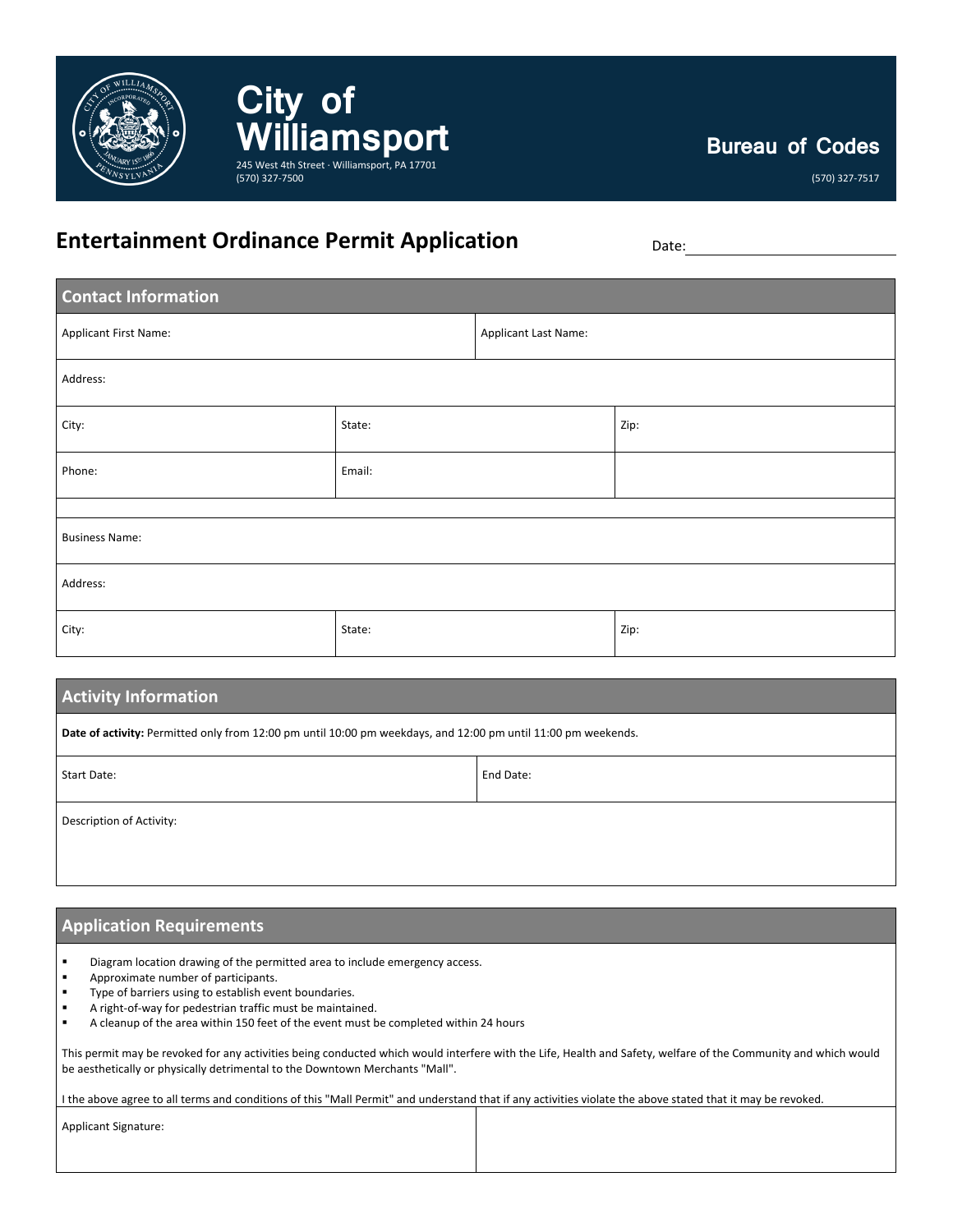# City of Williamsport

245 West 4th Street · Williamsport, PA 17701
(570) 327-7500

**Bureau of Codes**

(570) 327-7517

## Entertainment Ordinance Permit Application

Date: ____________________

### Contact Information

| Applicant First Name: | | Applicant Last Name: |
|---|---|---|
| Address: | | |
| City: | State: | Zip: |
| Phone: | Email: | |
| | | |
| Business Name: | | |
| Address: | | |
| City: | State: | Zip: |

### Activity Information

**Date of activity:** Permitted only from 12:00 pm until 10:00 pm weekdays, and 12:00 pm until 11:00 pm weekends.

| Start Date: | End Date: |
|---|---|
| Description of Activity: | |

### Application Requirements

- Diagram location drawing of the permitted area to include emergency access.
- Approximate number of participants.
- Type of barriers using to establish event boundaries.
- A right-of-way for pedestrian traffic must be maintained.
- A cleanup of the area within 150 feet of the event must be completed within 24 hours

This permit may be revoked for any activities being conducted which would interfere with the Life, Health and Safety, welfare of the Community and which would be aesthetically or physically detrimental to the Downtown Merchants "Mall".

I the above agree to all terms and conditions of this "Mall Permit" and understand that if any activities violate the above stated that it may be revoked.

| Applicant Signature: | |
|---|---|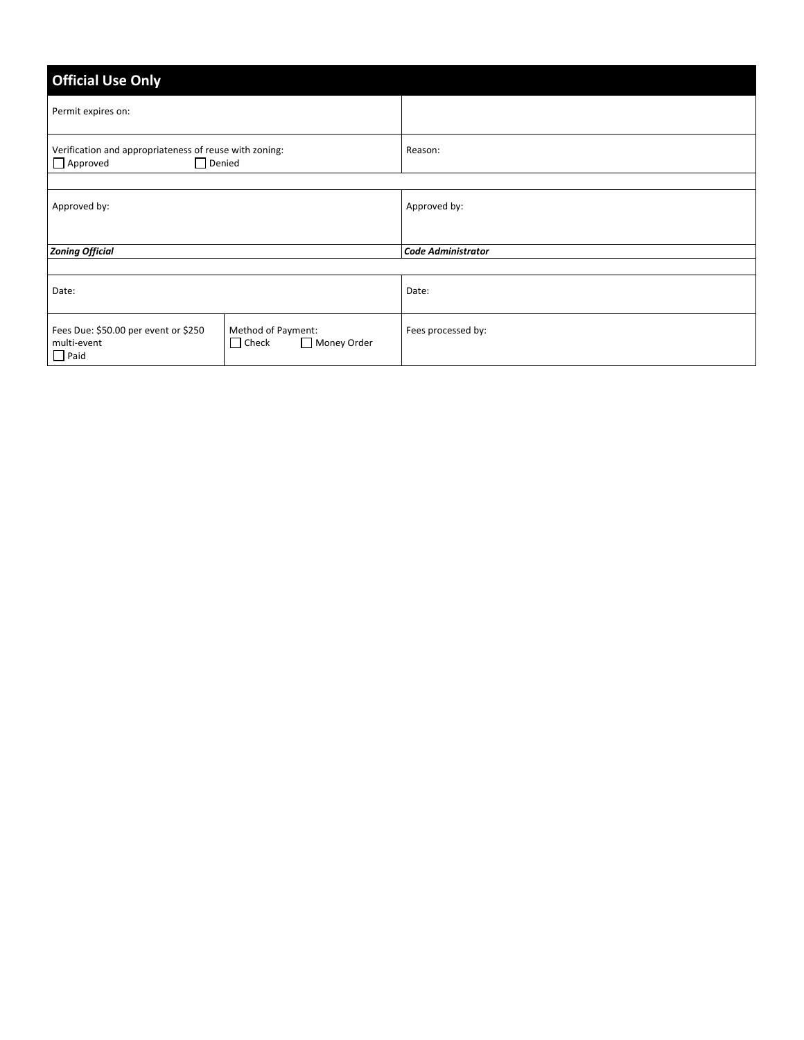## Official Use Only

| | | |
|---|---|---|
| Permit expires on: | | |
| Verification and appropriateness of reuse with zoning:<br>☐ Approved ☐ Denied | | Reason: |
| | | |
| Approved by: | | Approved by: |
| ***Zoning Official*** | | ***Code Administrator*** |
| | | |
| Date: | | Date: |
| Fees Due: $50.00 per event or $250 multi-event<br>☐ Paid | Method of Payment:<br>☐ Check ☐ Money Order | Fees processed by: |